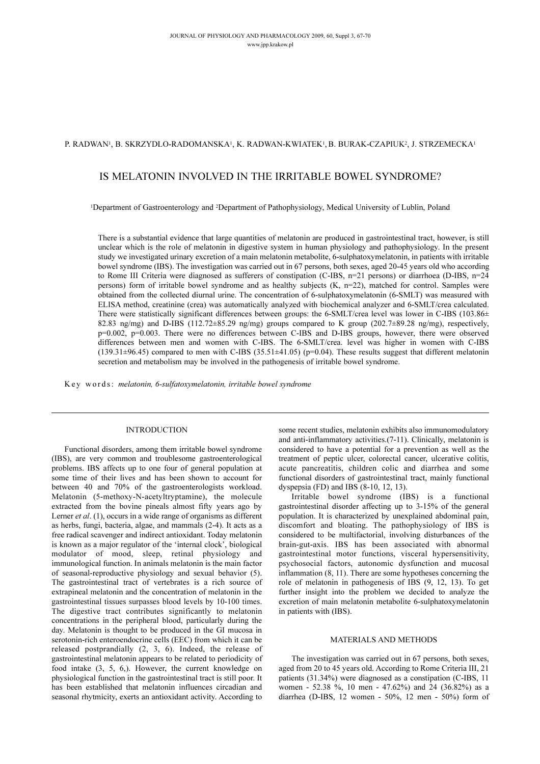P. RADWAN[1], B. SKRZYDLO-RADOMANSKA[1], K. RADWAN-KWIATEK[1], B. BURAK-CZAPIUK[2], J. STRZEMECKA[1]

# IS MELATONIN INVOLVED IN THE IRRITABLE BOWEL SYNDROME?

[1]Department of Gastroenterology and [2]Department of Pathophysiology, Medical University of Lublin, Poland

There is a substantial evidence that large quantities of melatonin are produced in gastrointestinal tract, however, is still unclear which is the role of melatonin in digestive system in human physiology and pathophysiology. In the present study we investigated urinary excretion of a main melatonin metabolite, 6-sulphatoxymelatonin, in patients with irritable bowel syndrome (IBS). The investigation was carried out in 67 persons, both sexes, aged 20-45 years old who according to Rome III Criteria were diagnosed as sufferers of constipation (C-IBS, n=21 persons) or diarrhoea (D-IBS, n=24 persons) form of irritable bowel syndrome and as healthy subjects (K, n=22), matched for control. Samples were obtained from the collected diurnal urine. The concentration of 6-sulphatoxymelatonin (6-SMLT) was measured with ELISA method, creatinine (crea) was automatically analyzed with biochemical analyzer and 6-SMLT/crea calculated. There were statistically significant differences between groups: the 6-SMLT/crea level was lower in C-IBS (103.86± 82.83 ng/mg) and D-IBS (112.72±85.29 ng/mg) groups compared to K group (202.7±89.28 ng/mg), respectively, p=0.002, p=0.003. There were no differences between C-IBS and D-IBS groups, however, there were observed differences between men and women with C-IBS. The 6-SMLT/crea. level was higher in women with C-IBS (139.31±96.45) compared to men with C-IBS (35.51±41.05) (p=0.04). These results suggest that different melatonin secretion and metabolism may be involved in the pathogenesis of irritable bowel syndrome.

Key words: *melatonin, 6-sulfatoxymelatonin, irritable bowel syndrome*

## INTRODUCTION

Functional disorders, among them irritable bowel syndrome (IBS), are very common and troublesome gastroenterological problems. IBS affects up to one four of general population at some time of their lives and has been shown to account for between 40 and 70% of the gastroenterologists workload. Melatonin (5-methoxy-N-acetyltryptamine), the molecule extracted from the bovine pineals almost fifty years ago by Lerner *et al*. (1), occurs in a wide range of organisms as different as herbs, fungi, bacteria, algae, and mammals (2-4). It acts as a free radical scavenger and indirect antioxidant. Today melatonin is known as a major regulator of the 'internal clock', biological modulator of mood, sleep, retinal physiology and immunological function. In animals melatonin is the main factor of seasonal-reproductive physiology and sexual behavior (5). The gastrointestinal tract of vertebrates is a rich source of extrapineal melatonin and the concentration of melatonin in the gastrointestinal tissues surpasses blood levels by 10-100 times. The digestive tract contributes significantly to melatonin concentrations in the peripheral blood, particularly during the day. Melatonin is thought to be produced in the GI mucosa in serotonin-rich enteroendocrine cells (EEC) from which it can be released postprandially (2, 3, 6). Indeed, the release of gastrointestinal melatonin appears to be related to periodicity of food intake (3, 5, 6,). However, the current knowledge on physiological function in the gastrointestinal tract is still poor. It has been established that melatonin influences circadian and seasonal rhytmicity, exerts an antioxidant activity. According to some recent studies, melatonin exhibits also immunomodulatory and anti-inflammatory activities.(7-11). Clinically, melatonin is considered to have a potential for a prevention as well as the treatment of peptic ulcer, colorectal cancer, ulcerative colitis, acute pancreatitis, children colic and diarrhea and some functional disorders of gastrointestinal tract, mainly functional dyspepsia (FD) and IBS (8-10, 12, 13).

Irritable bowel syndrome (IBS) is a functional gastrointestinal disorder affecting up to 3-15% of the general population. It is characterized by unexplained abdominal pain, discomfort and bloating. The pathophysiology of IBS is considered to be multifactorial, involving disturbances of the brain-gut-axis. IBS has been associated with abnormal gastrointestinal motor functions, visceral hypersensitivity, psychosocial factors, autonomic dysfunction and mucosal inflammation (8, 11). There are some hypotheses concerning the role of melatonin in pathogenesis of IBS (9, 12, 13). To get further insight into the problem we decided to analyze the excretion of main melatonin metabolite 6-sulphatoxymelatonin in patients with (IBS).

## MATERIALS AND METHODS

The investigation was carried out in 67 persons, both sexes, aged from 20 to 45 years old. According to Rome Criteria III, 21 patients (31.34%) were diagnosed as a constipation (C-IBS, 11 women - 52.38 %, 10 men - 47.62%) and 24 (36.82%) as a diarrhea (D-IBS, 12 women - 50%, 12 men - 50%) form of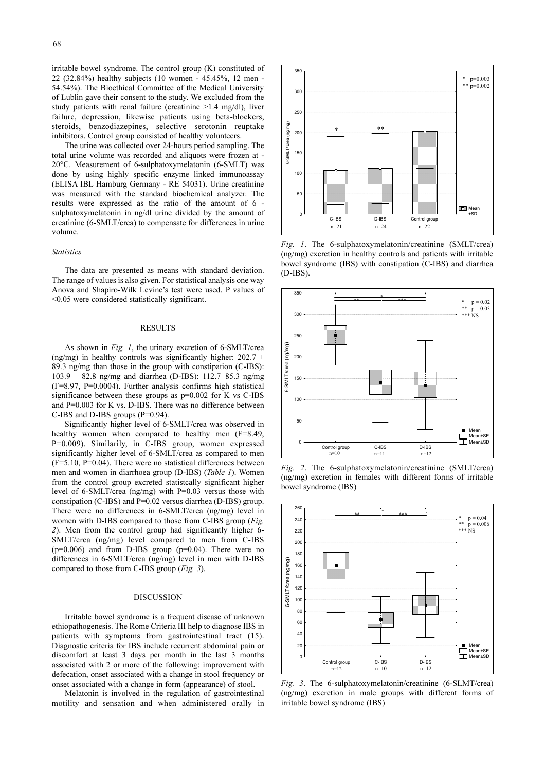irritable bowel syndrome. The control group (K) constituted of 22 (32.84%) healthy subjects (10 women - 45.45%, 12 men - 54.54%). The Bioethical Committee of the Medical University of Lublin gave their consent to the study. We excluded from the study patients with renal failure (creatinine >1.4 mg/dl), liver failure, depression, likewise patients using beta-blockers, steroids, benzodiazepines, selective serotonin reuptake inhibitors. Control group consisted of healthy volunteers.

The urine was collected over 24-hours period sampling. The total urine volume was recorded and aliquots were frozen at -20°C. Measurement of 6-sulphatoxymelatonin (6-SMLT) was done by using highly specific enzyme linked immunoassay (ELISA IBL Hamburg Germany - RE 54031). Urine creatinine was measured with the standard biochemical analyzer. The results were expressed as the ratio of the amount of 6 - sulphatoxymelatonin in ng/dl urine divided by the amount of creatinine (6-SMLT/crea) to compensate for differences in urine volume.

*Statistics*

The data are presented as means with standard deviation. The range of values is also given. For statistical analysis one way Anova and Shapiro-Wilk Levine's test were used. P values of <0.05 were considered statistically significant.

## RESULTS

As shown in *Fig. 1*, the urinary excretion of 6-SMLT/crea (ng/mg) in healthy controls was significantly higher: 202.7 ± 89.3 ng/mg than those in the group with constipation (C-IBS): 103.9 ± 82.8 ng/mg and diarrhea (D-IBS): 112.7±85.3 ng/mg (F=8.97, P=0.0004). Further analysis confirms high statistical significance between these groups as p=0.002 for K vs C-IBS and P=0.003 for K vs. D-IBS. There was no difference between C-IBS and D-IBS groups (P=0.94).

Significantly higher level of 6-SMLT/crea was observed in healthy women when compared to healthy men (F=8.49, P=0.009). Similarily, in C-IBS group, women expressed significantly higher level of 6-SMLT/crea as compared to men (F=5.10, P=0.04). There were no statistical differences between men and women in diarrhoea group (D-IBS) (*Table 1*). Women from the control group excreted statistcally significant higher level of 6-SMLT/crea (ng/mg) with P=0.03 versus those with constipation (C-IBS) and P=0.02 versus diarrhea (D-IBS) group. There were no differences in 6-SMLT/crea (ng/mg) level in women with D-IBS compared to those from C-IBS group (*Fig. 2*). Men from the control group had significantly higher 6-SMLT/crea (ng/mg) level compared to men from C-IBS (p=0.006) and from D-IBS group (p=0.04). There were no differences in 6-SMLT/crea (ng/mg) level in men with D-IBS compared to those from C-IBS group (*Fig. 3*).

## DISCUSSION

Irritable bowel syndrome is a frequent disease of unknown ethiopathogenesis. The Rome Criteria III help to diagnose IBS in patients with symptoms from gastrointestinal tract (15). Diagnostic criteria for IBS include recurrent abdominal pain or discomfort at least 3 days per month in the last 3 months associated with 2 or more of the following: improvement with defecation, onset associated with a change in stool frequency or onset associated with a change in form (appearance) of stool.

Melatonin is involved in the regulation of gastrointestinal motility and sensation and when administered orally in

*Fig. 1*. The 6-sulphatoxymelatonin/creatinine (SMLT/crea) (ng/mg) excretion in healthy controls and patients with irritable bowel syndrome (IBS) with constipation (C-IBS) and diarrhea (D-IBS).

*Fig. 2*. The 6-sulphatoxymelatonin/creatinine (SMLT/crea) (ng/mg) excretion in females with different forms of irritable bowel syndrome (IBS)

*Fig. 3*. The 6-sulphatoxymelatonin/creatinine (6-SLMT/crea) (ng/mg) excretion in male groups with different forms of irritable bowel syndrome (IBS)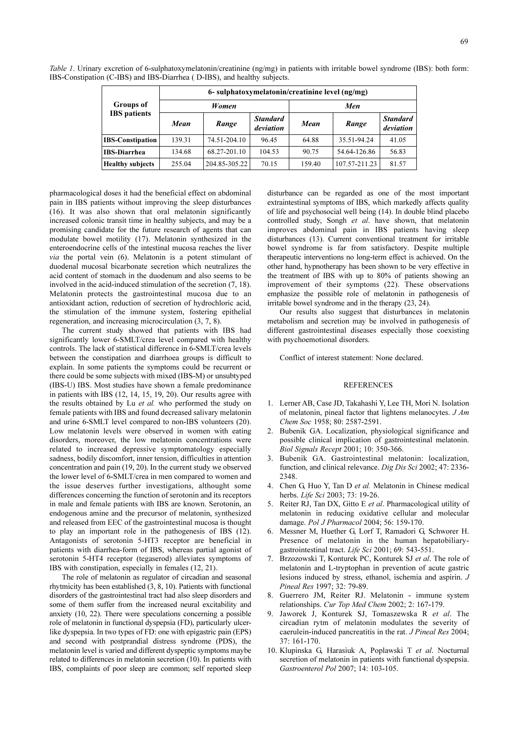*Table 1*. Urinary excretion of 6-sulphatoxymelatonin/creatinine (ng/mg) in patients with irritable bowel syndrome (IBS): both form: IBS-Constipation (C-IBS) and IBS-Diarrhea ( D-IBS), and healthy subjects.

| Groups of IBS patients | 6- sulphatoxymelatonin/creatinine level (ng/mg) | | | | | |
|---|---|---|---|---|---|---|
| | *Women* | | | *Men* | | |
| | *Mean* | *Range* | *Standard deviation* | *Mean* | *Range* | *Standard deviation* |
| **IBS-Constipation** | 139.31 | 74.51-204.10 | 96.45 | 64.88 | 35.51-94.24 | 41.05 |
| **IBS-Diarrhea** | 134.68 | 68.27-201.10 | 104.53 | 90.75 | 54.64-126.86 | 56.83 |
| **Healthy subjects** | 255.04 | 204.85-305.22 | 70.15 | 159.40 | 107.57-211.23 | 81.57 |

pharmacological doses it had the beneficial effect on abdominal pain in IBS patients without improving the sleep disturbances (16). It was also shown that oral melatonin significantly increased colonic transit time in healthy subjects, and may be a promising candidate for the future research of agents that can modulate bowel motility (17). Melatonin synthesized in the enteroendocrine cells of the intestinal mucosa reaches the liver *via* the portal vein (6). Melatonin is a potent stimulant of duodenal mucosal bicarbonate secretion which neutralizes the acid content of stomach in the duodenum and also seems to be involved in the acid-induced stimulation of the secretion (7, 18). Melatonin protects the gastrointestinal mucosa due to an antioxidant action, reduction of secretion of hydrochloric acid, the stimulation of the immune system, fostering epithelial regeneration, and increasing microcirculation (3, 7, 8).

The current study showed that patients with IBS had significantly lower 6-SMLT/crea level compared with healthy controls. The lack of statistical difference in 6-SMLT/crea levels between the constipation and diarrhoea groups is difficult to explain. In some patients the symptoms could be recurrent or there could be some subjects with mixed (IBS-M) or unsubtyped (IBS-U) IBS. Most studies have shown a female predominance in patients with IBS (12, 14, 15, 19, 20). Our results agree with the results obtained by Lu *et al.* who performed the study on female patients with IBS and found decreased salivary melatonin and urine 6-SMLT level compared to non-IBS volunteers (20). Low melatonin levels were observed in women with eating disorders, moreover, the low melatonin concentrations were related to increased depressive symptomatology especially sadness, bodily discomfort, inner tension, difficulties in attention concentration and pain (19, 20). In the current study we observed the lower level of 6-SMLT/crea in men compared to women and the issue deserves further investigations, althought some differences concerning the function of serotonin and its receptors in male and female patients with IBS are known. Serotonin, an endogenous amine and the precursor of melatonin, synthesized and released from EEC of the gastrointestinal mucosa is thought to play an important role in the pathogenesis of IBS (12). Antagonists of serotonin 5-HT3 receptor are beneficial in patients with diarrhea-form of IBS, whereas partial agonist of serotonin 5-HT4 receptor (tegaserod) alleviates symptoms of IBS with constipation, especially in females (12, 21).

The role of melatonin as regulator of circadian and seasonal rhytmicity has been established (3, 8, 10). Patients with functional disorders of the gastrointestinal tract had also sleep disorders and some of them suffer from the increased neural excitability and anxiety (10, 22). There were speculations concerning a possible role of melatonin in functional dyspepsia (FD), particularly ulcer-like dyspepsia. In two types of FD: one with epigastric pain (EPS) and second with postprandial distress syndrome (PDS), the melatonin level is varied and different dyspeptic symptoms maybe related to differences in melatonin secretion (10). In patients with IBS, complaints of poor sleep are common; self reported sleep disturbance can be regarded as one of the most important extraintestinal symptoms of IBS, which markedly affects quality of life and psychosocial well being (14). In double blind placebo controlled study, Songh *et al*. have shown, that melatonin improves abdominal pain in IBS patients having sleep disturbances (13). Current conventional treatment for irritable bowel syndrome is far from satisfactory. Despite multiple therapeutic interventions no long-term effect is achieved. On the other hand, hypnotherapy has been shown to be very effective in the treatment of IBS with up to 80% of patients showing an improvement of their symptoms (22). These observations emphasize the possible role of melatonin in pathogenesis of irritable bowel syndrome and in the therapy (23, 24).

Our results also suggest that disturbances in melatonin metabolism and secretion may be involved in pathogenesis of different gastrointestinal diseases especially those coexisting with psychoemotional disorders.

Conflict of interest statement: None declared.

## REFERENCES

1. Lerner AB, Case JD, Takahashi Y, Lee TH, Mori N. Isolation of melatonin, pineal factor that lightens melanocytes. *J Am Chem Soc* 1958; 80: 2587-2591.
2. Bubenik GA. Localization, physiological significance and possible clinical implication of gastrointestinal melatonin. *Biol Signals Recept* 2001; 10: 350-366.
3. Bubenik GA. Gastrointestinal melatonin: localization, function, and clinical relevance. *Dig Dis Sci* 2002; 47: 2336-2348.
4. Chen G, Huo Y, Tan D *et al.* Melatonin in Chinese medical herbs. *Life Sci* 2003; 73: 19-26.
5. Reiter RJ, Tan DX, Gitto E *et al*. Pharmacological utility of melatonin in reducing oxidative cellular and molecular damage. *Pol J Pharmacol* 2004; 56: 159-170.
6. Messner M, Huether G, Lorf T, Ramadori G, Schworer H. Presence of melatonin in the human hepatobiliary-gastrointestinal tract. *Life Sci* 2001; 69: 543-551.
7. Brzozowski T, Konturek PC, Konturek SJ *et al*. The role of melatonin and L-tryptophan in prevention of acute gastric lesions induced by stress, ethanol, ischemia and aspirin. *J Pineal Res* 1997; 32: 79-89.
8. Guerrero JM, Reiter RJ. Melatonin - immune system relationships. *Cur Top Med Chem* 2002; 2: 167-179.
9. Jaworek J, Konturek SJ, Tomaszewska R *et al*. The circadian rytm of melatonin modulates the severity of caerulein-induced pancreatitis in the rat. *J Pineal Res* 2004; 37: 161-170.
10. Klupinska G, Harasiuk A, Poplawski T *et al*. Nocturnal secretion of melatonin in patients with functional dyspepsia. *Gastroenterol Pol* 2007; 14: 103-105.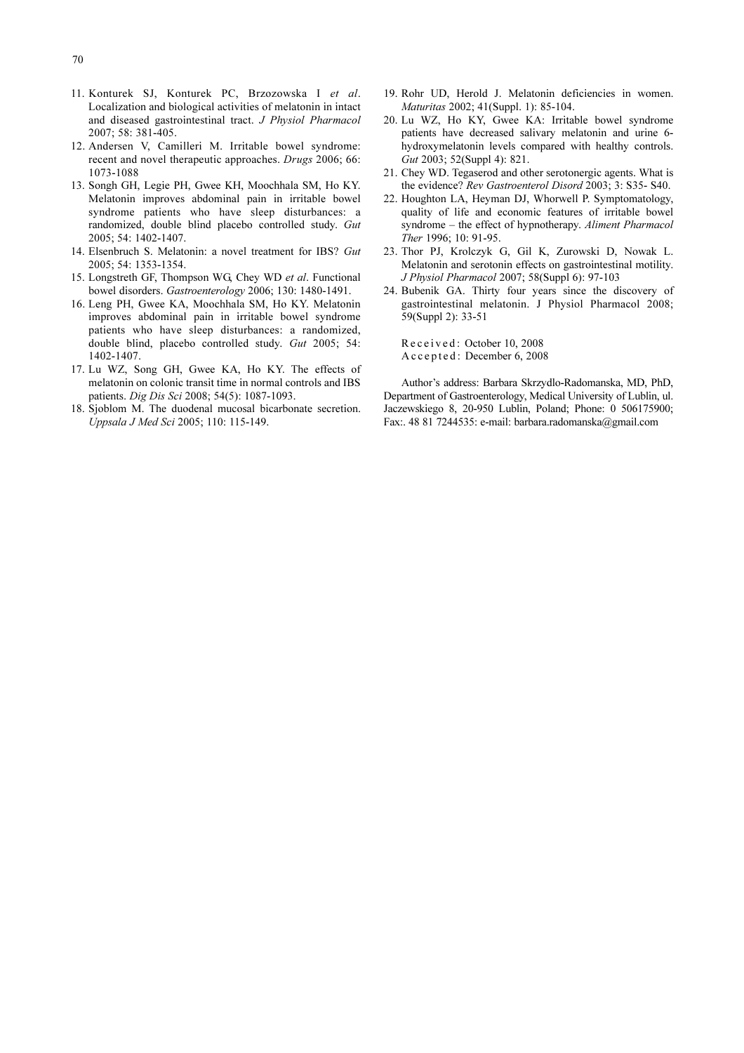11. Konturek SJ, Konturek PC, Brzozowska I *et al*. Localization and biological activities of melatonin in intact and diseased gastrointestinal tract. *J Physiol Pharmacol* 2007; 58: 381-405.
12. Andersen V, Camilleri M. Irritable bowel syndrome: recent and novel therapeutic approaches. *Drugs* 2006; 66: 1073-1088
13. Songh GH, Legie PH, Gwee KH, Moochhala SM, Ho KY. Melatonin improves abdominal pain in irritable bowel syndrome patients who have sleep disturbances: a randomized, double blind placebo controlled study. *Gut* 2005; 54: 1402-1407.
14. Elsenbruch S. Melatonin: a novel treatment for IBS? *Gut* 2005; 54: 1353-1354.
15. Longstreth GF, Thompson WG, Chey WD *et al*. Functional bowel disorders. *Gastroenterology* 2006; 130: 1480-1491.
16. Leng PH, Gwee KA, Moochhala SM, Ho KY. Melatonin improves abdominal pain in irritable bowel syndrome patients who have sleep disturbances: a randomized, double blind, placebo controlled study. *Gut* 2005; 54: 1402-1407.
17. Lu WZ, Song GH, Gwee KA, Ho KY. The effects of melatonin on colonic transit time in normal controls and IBS patients. *Dig Dis Sci* 2008; 54(5): 1087-1093.
18. Sjoblom M. The duodenal mucosal bicarbonate secretion. *Uppsala J Med Sci* 2005; 110: 115-149.
19. Rohr UD, Herold J. Melatonin deficiencies in women. *Maturitas* 2002; 41(Suppl. 1): 85-104.
20. Lu WZ, Ho KY, Gwee KA: Irritable bowel syndrome patients have decreased salivary melatonin and urine 6-hydroxymelatonin levels compared with healthy controls. *Gut* 2003; 52(Suppl 4): 821.
21. Chey WD. Tegaserod and other serotonergic agents. What is the evidence? *Rev Gastroenterol Disord* 2003; 3: S35- S40.
22. Houghton LA, Heyman DJ, Whorwell P. Symptomatology, quality of life and economic features of irritable bowel syndrome – the effect of hypnotherapy. *Aliment Pharmacol Ther* 1996; 10: 91-95.
23. Thor PJ, Krolczyk G, Gil K, Zurowski D, Nowak L. Melatonin and serotonin effects on gastrointestinal motility. *J Physiol Pharmacol* 2007; 58(Suppl 6): 97-103
24. Bubenik GA. Thirty four years since the discovery of gastrointestinal melatonin. J Physiol Pharmacol 2008; 59(Suppl 2): 33-51

Received: October 10, 2008
Accepted: December 6, 2008

Author's address: Barbara Skrzydlo-Radomanska, MD, PhD, Department of Gastroenterology, Medical University of Lublin, ul. Jaczewskiego 8, 20-950 Lublin, Poland; Phone: 0 506175900; Fax:. 48 81 7244535: e-mail: barbara.radomanska@gmail.com